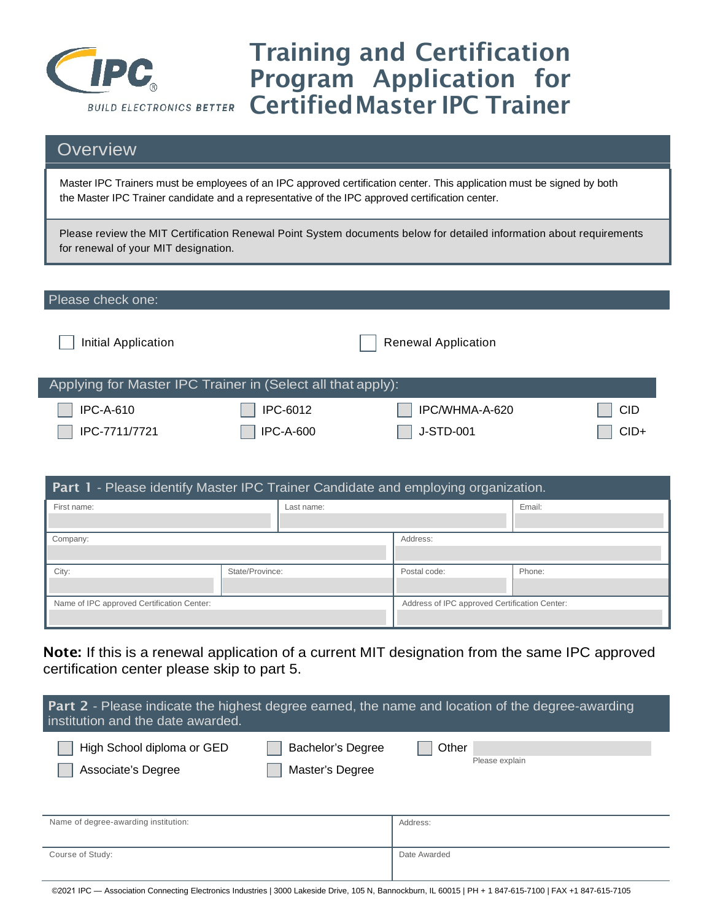IPC

BUILD ELECTRONICS BETTER

# Training and Certification Program Application for Certified Master IPC Trainer

## Overview

Master IPC Trainers must be employees of an IPC approved certification center. This application must be signed by both the Master IPC Trainer candidate and a representative of the IPC approved certification center.

Please review the MIT Certification Renewal Point System documents below for detailed information about requirements for renewal of your MIT designation.

## Please check one:

☐ Initial Application ☐ Renewal Application

## Applying for Master IPC Trainer in (Select all that apply):

| | | | |
|---|---|---|---|
| ☐ IPC-A-610 | ☐ IPC-6012 | ☐ IPC/WHMA-A-620 | ☐ CID |
| ☐ IPC-7711/7721 | ☐ IPC-A-600 | ☐ J-STD-001 | ☐ CID+ |

## Part 1 - Please identify Master IPC Trainer Candidate and employing organization.

| First name: | Last name: | Email: |
|---|---|---|
| | | |

| Company: | Address: |
|---|---|
| | |

| City: | State/Province: | Postal code: | Phone: |
|---|---|---|---|
| | | | |

| Name of IPC approved Certification Center: | Address of IPC approved Certification Center: |
|---|---|
| | |

**Note:** If this is a renewal application of a current MIT designation from the same IPC approved certification center please skip to part 5.

## Part 2 - Please indicate the highest degree earned, the name and location of the degree-awarding institution and the date awarded.

| | | |
|---|---|---|
| ☐ High School diploma or GED | ☐ Bachelor's Degree | ☐ Other ______ (Please explain) |
| ☐ Associate's Degree | ☐ Master's Degree | |

| Name of degree-awarding institution: | Address: |
|---|---|
| | |
| **Course of Study:** | **Date Awarded** |
| | |

©2021 IPC — Association Connecting Electronics Industries | 3000 Lakeside Drive, 105 N, Bannockburn, IL 60015 | PH + 1 847-615-7100 | FAX +1 847-615-7105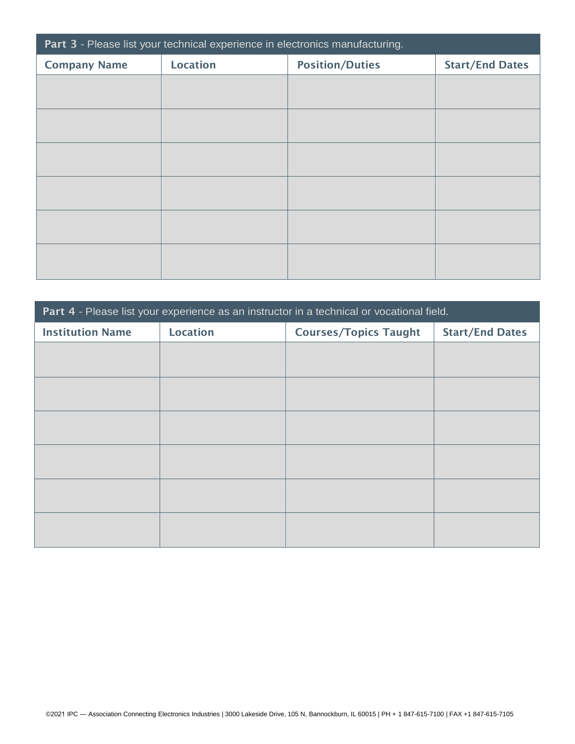**Part 3** - Please list your technical experience in electronics manufacturing.

| Company Name | Location | Position/Duties | Start/End Dates |
|---|---|---|---|
| | | | |
| | | | |
| | | | |
| | | | |
| | | | |
| | | | |

**Part 4** - Please list your experience as an instructor in a technical or vocational field.

| Institution Name | Location | Courses/Topics Taught | Start/End Dates |
|---|---|---|---|
| | | | |
| | | | |
| | | | |
| | | | |
| | | | |
| | | | |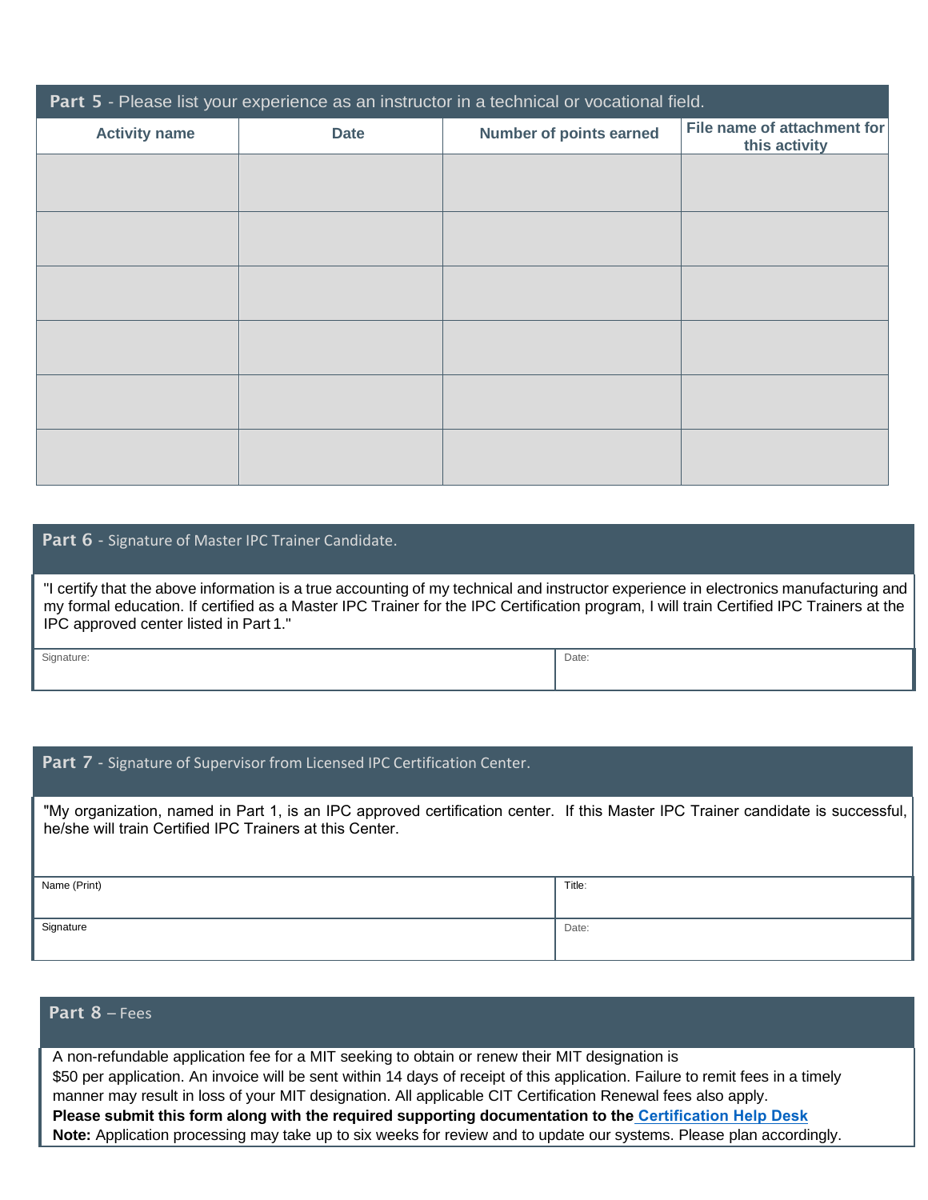## Part 5 - Please list your experience as an instructor in a technical or vocational field.

| Activity name | Date | Number of points earned | File name of attachment for this activity |
|---|---|---|---|
| | | | |
| | | | |
| | | | |
| | | | |
| | | | |
| | | | |

## Part 6 - Signature of Master IPC Trainer Candidate.

"I certify that the above information is a true accounting of my technical and instructor experience in electronics manufacturing and my formal education. If certified as a Master IPC Trainer for the IPC Certification program, I will train Certified IPC Trainers at the IPC approved center listed in Part 1."

| Signature: | Date: |
|---|---|
| | |

## Part 7 - Signature of Supervisor from Licensed IPC Certification Center.

"My organization, named in Part 1, is an IPC approved certification center. If this Master IPC Trainer candidate is successful, he/she will train Certified IPC Trainers at this Center.

| Name (Print) | Title: |
|---|---|
| Signature | Date: |

## Part 8 – Fees

A non-refundable application fee for a MIT seeking to obtain or renew their MIT designation is $50 per application. An invoice will be sent within 14 days of receipt of this application. Failure to remit fees in a timely manner may result in loss of your MIT designation. All applicable CIT Certification Renewal fees also apply.

**Please submit this form along with the required supporting documentation to the Certification Help Desk**

**Note:** Application processing may take up to six weeks for review and to update our systems. Please plan accordingly.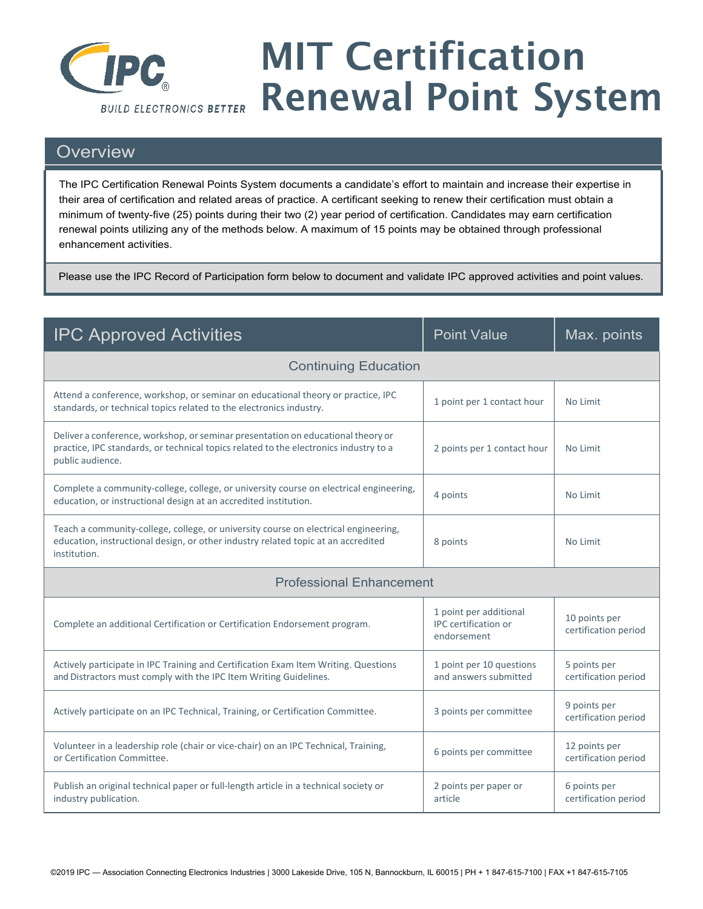# MIT Certification Renewal Point System

## Overview

The IPC Certification Renewal Points System documents a candidate's effort to maintain and increase their expertise in their area of certification and related areas of practice. A certificant seeking to renew their certification must obtain a minimum of twenty-five (25) points during their two (2) year period of certification. Candidates may earn certification renewal points utilizing any of the methods below. A maximum of 15 points may be obtained through professional enhancement activities.

Please use the IPC Record of Participation form below to document and validate IPC approved activities and point values.

| IPC Approved Activities | Point Value | Max. points |
|---|---|---|
| **Continuing Education** | | |
| Attend a conference, workshop, or seminar on educational theory or practice, IPC standards, or technical topics related to the electronics industry. | 1 point per 1 contact hour | No Limit |
| Deliver a conference, workshop, or seminar presentation on educational theory or practice, IPC standards, or technical topics related to the electronics industry to a public audience. | 2 points per 1 contact hour | No Limit |
| Complete a community-college, college, or university course on electrical engineering, education, or instructional design at an accredited institution. | 4 points | No Limit |
| Teach a community-college, college, or university course on electrical engineering, education, instructional design, or other industry related topic at an accredited institution. | 8 points | No Limit |
| **Professional Enhancement** | | |
| Complete an additional Certification or Certification Endorsement program. | 1 point per additional IPC certification or endorsement | 10 points per certification period |
| Actively participate in IPC Training and Certification Exam Item Writing. Questions and Distractors must comply with the IPC Item Writing Guidelines. | 1 point per 10 questions and answers submitted | 5 points per certification period |
| Actively participate on an IPC Technical, Training, or Certification Committee. | 3 points per committee | 9 points per certification period |
| Volunteer in a leadership role (chair or vice-chair) on an IPC Technical, Training, or Certification Committee. | 6 points per committee | 12 points per certification period |
| Publish an original technical paper or full-length article in a technical society or industry publication. | 2 points per paper or article | 6 points per certification period |

©2019 IPC — Association Connecting Electronics Industries | 3000 Lakeside Drive, 105 N, Bannockburn, IL 60015 | PH + 1 847-615-7100 | FAX +1 847-615-7105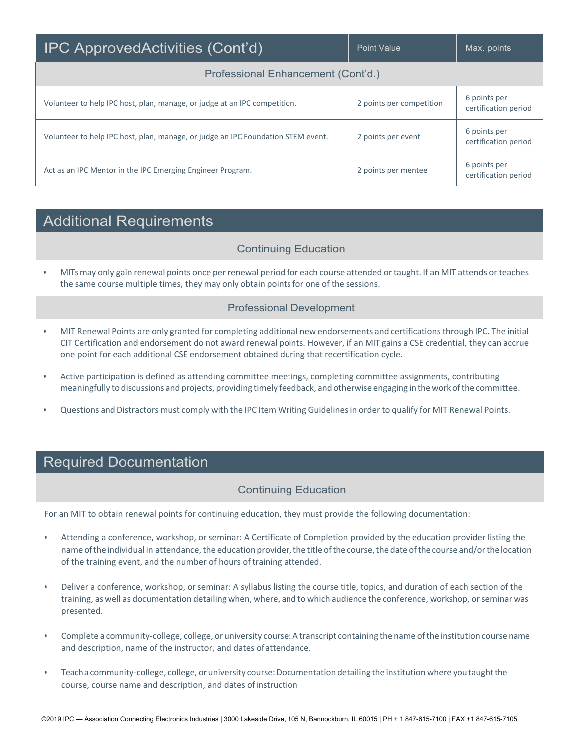| IPC ApprovedActivities (Cont'd) | Point Value | Max. points |
|---|---|---|
| Professional Enhancement (Cont'd.) | | |
| Volunteer to help IPC host, plan, manage, or judge at an IPC competition. | 2 points per competition | 6 points per certification period |
| Volunteer to help IPC host, plan, manage, or judge an IPC Foundation STEM event. | 2 points per event | 6 points per certification period |
| Act as an IPC Mentor in the IPC Emerging Engineer Program. | 2 points per mentee | 6 points per certification period |

## Additional Requirements

### Continuing Education

- MITs may only gain renewal points once per renewal period for each course attended or taught. If an MIT attends or teaches the same course multiple times, they may only obtain points for one of the sessions.

### Professional Development

- MIT Renewal Points are only granted for completing additional new endorsements and certifications through IPC. The initial CIT Certification and endorsement do not award renewal points. However, if an MIT gains a CSE credential, they can accrue one point for each additional CSE endorsement obtained during that recertification cycle.
- Active participation is defined as attending committee meetings, completing committee assignments, contributing meaningfully to discussions and projects, providing timely feedback, and otherwise engaging in the work of the committee.
- Questions and Distractors must comply with the IPC Item Writing Guidelines in order to qualify for MIT Renewal Points.

## Required Documentation

### Continuing Education

For an MIT to obtain renewal points for continuing education, they must provide the following documentation:

- Attending a conference, workshop, or seminar: A Certificate of Completion provided by the education provider listing the name of the individual in attendance, the education provider, the title of the course, the date of the course and/or the location of the training event, and the number of hours of training attended.
- Deliver a conference, workshop, or seminar: A syllabus listing the course title, topics, and duration of each section of the training, as well as documentation detailing when, where, and to which audience the conference, workshop, or seminar was presented.
- Complete a community-college, college, or university course: A transcript containing the name of the institution course name and description, name of the instructor, and dates of attendance.
- Teach a community-college, college, or university course: Documentation detailing the institution where you taught the course, course name and description, and dates of instruction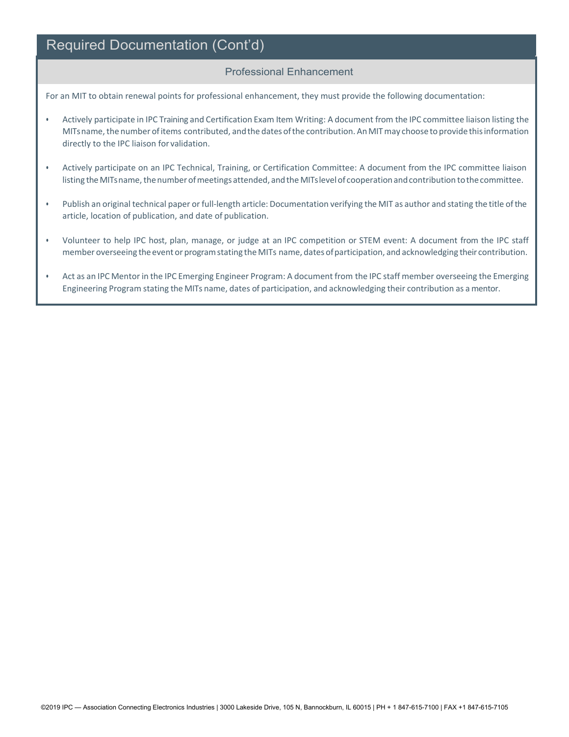## Required Documentation (Cont'd)

### Professional Enhancement

For an MIT to obtain renewal points for professional enhancement, they must provide the following documentation:

- Actively participate in IPC Training and Certification Exam Item Writing: A document from the IPC committee liaison listing the MITs name, the number of items contributed, and the dates of the contribution. An MIT may choose to provide this information directly to the IPC liaison for validation.
- Actively participate on an IPC Technical, Training, or Certification Committee: A document from the IPC committee liaison listing the MITs name, the number of meetings attended, and the MITs level of cooperation and contribution to the committee.
- Publish an original technical paper or full-length article: Documentation verifying the MIT as author and stating the title of the article, location of publication, and date of publication.
- Volunteer to help IPC host, plan, manage, or judge at an IPC competition or STEM event: A document from the IPC staff member overseeing the event or program stating the MITs name, dates of participation, and acknowledging their contribution.
- Act as an IPC Mentor in the IPC Emerging Engineer Program: A document from the IPC staff member overseeing the Emerging Engineering Program stating the MITs name, dates of participation, and acknowledging their contribution as a mentor.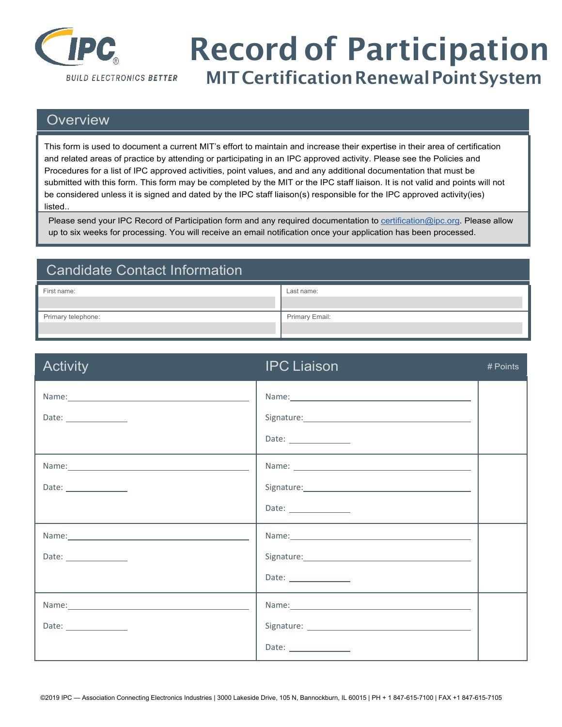IPC
BUILD ELECTRONICS BETTER

# Record of Participation

## MIT Certification Renewal Point System

## Overview

This form is used to document a current MIT's effort to maintain and increase their expertise in their area of certification and related areas of practice by attending or participating in an IPC approved activity. Please see the Policies and Procedures for a list of IPC approved activities, point values, and and any additional documentation that must be submitted with this form. This form may be completed by the MIT or the IPC staff liaison. It is not valid and points will not be considered unless it is signed and dated by the IPC staff liaison(s) responsible for the IPC approved activity(ies) listed..

Please send your IPC Record of Participation form and any required documentation to certification@ipc.org. Please allow up to six weeks for processing. You will receive an email notification once your application has been processed.

## Candidate Contact Information

| First name: | Last name: |
|---|---|
| Primary telephone: | Primary Email: |

| Activity | IPC Liaison | # Points |
|---|---|---|
| Name: ______ <br> Date: ______ | Name: ______ <br> Signature: ______ <br> Date: ______ | |
| Name: ______ <br> Date: ______ | Name: ______ <br> Signature: ______ <br> Date: ______ | |
| Name: ______ <br> Date: ______ | Name: ______ <br> Signature: ______ <br> Date: ______ | |
| Name: ______ <br> Date: ______ | Name: ______ <br> Signature: ______ <br> Date: ______ | |

©2019 IPC — Association Connecting Electronics Industries | 3000 Lakeside Drive, 105 N, Bannockburn, IL 60015 | PH + 1 847-615-7100 | FAX +1 847-615-7105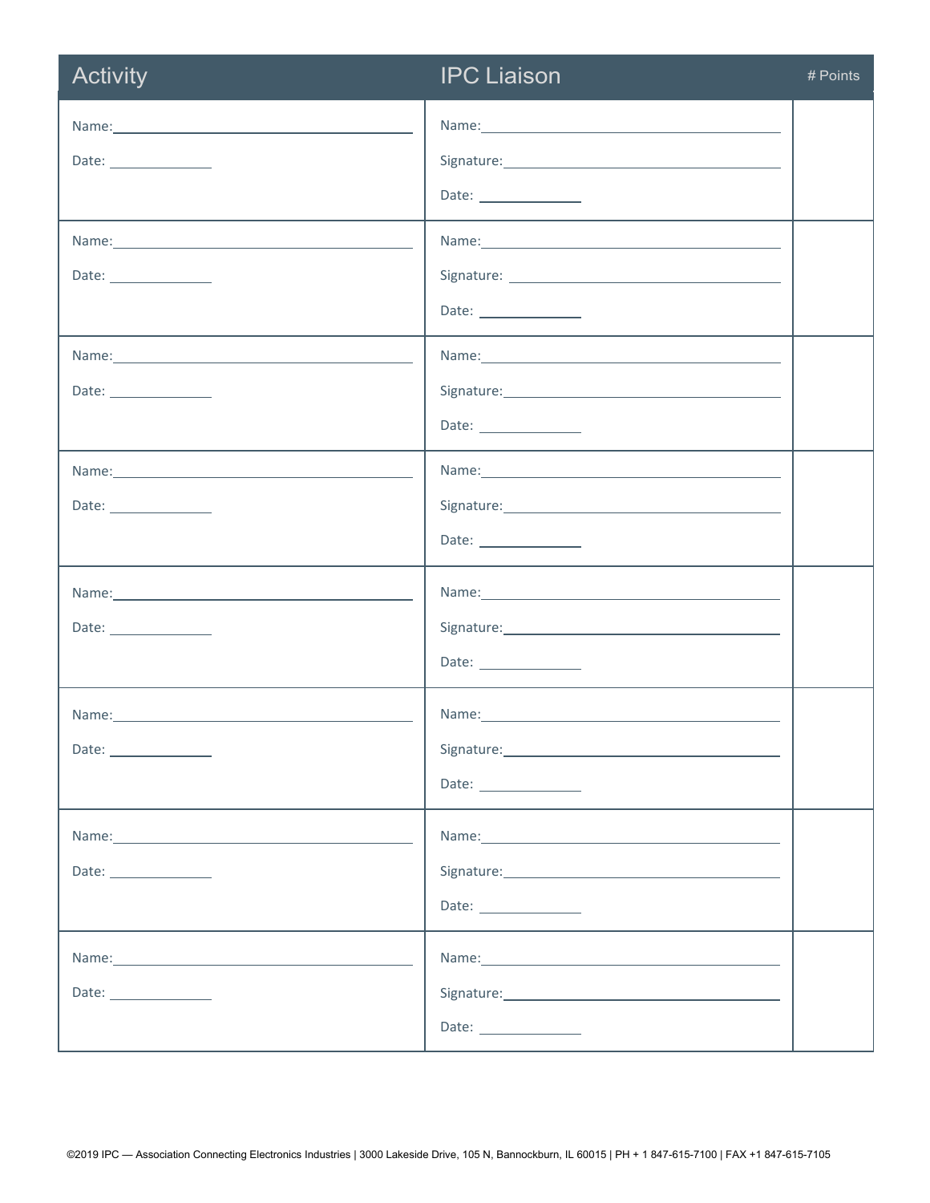| Activity | IPC Liaison | # Points |
|---|---|---|
| Name:<br>Date: | Name:<br>Signature:<br>Date: | |
| Name:<br>Date: | Name:<br>Signature:<br>Date: | |
| Name:<br>Date: | Name:<br>Signature:<br>Date: | |
| Name:<br>Date: | Name:<br>Signature:<br>Date: | |
| Name:<br>Date: | Name:<br>Signature:<br>Date: | |
| Name:<br>Date: | Name:<br>Signature:<br>Date: | |
| Name:<br>Date: | Name:<br>Signature:<br>Date: | |
| Name:<br>Date: | Name:<br>Signature:<br>Date: | |

©2019 IPC — Association Connecting Electronics Industries | 3000 Lakeside Drive, 105 N, Bannockburn, IL 60015 | PH + 1 847-615-7100 | FAX +1 847-615-7105